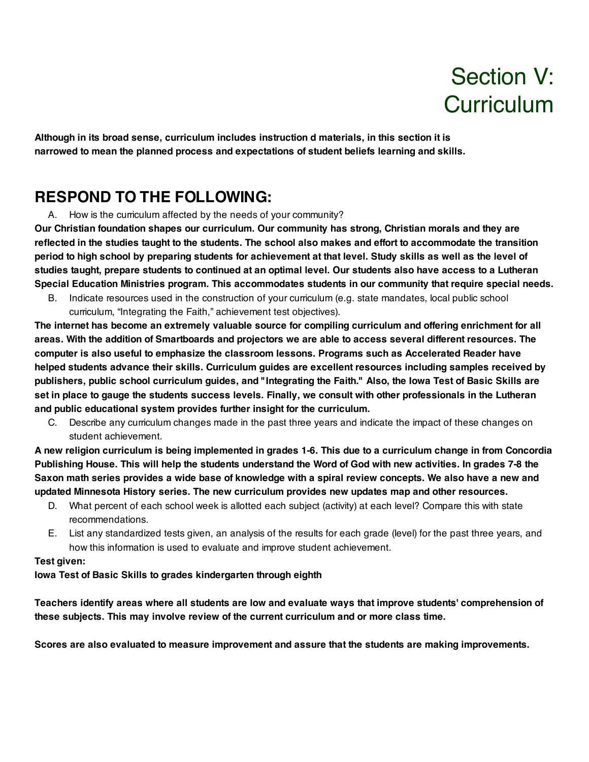# Section V: Curriculum

**Although in its broad sense, curriculum includes instruction d materials, in this section it is narrowed to mean the planned process and expectations of student beliefs learning and skills.**

## RESPOND TO THE FOLLOWING:

A. How is the curriculum affected by the needs of your community?

**Our Christian foundation shapes our curriculum. Our community has strong, Christian morals and they are reflected in the studies taught to the students. The school also makes and effort to accommodate the transition period to high school by preparing students for achievement at that level. Study skills as well as the level of studies taught, prepare students to continued at an optimal level. Our students also have access to a Lutheran Special Education Ministries program. This accommodates students in our community that require special needs.**

B. Indicate resources used in the construction of your curriculum (e.g. state mandates, local public school curriculum, "Integrating the Faith," achievement test objectives).

**The internet has become an extremely valuable source for compiling curriculum and offering enrichment for all areas. With the addition of Smartboards and projectors we are able to access several different resources. The computer is also useful to emphasize the classroom lessons. Programs such as Accelerated Reader have helped students advance their skills. Curriculum guides are excellent resources including samples received by publishers, public school curriculum guides, and "Integrating the Faith." Also, the Iowa Test of Basic Skills are set in place to gauge the students success levels. Finally, we consult with other professionals in the Lutheran and public educational system provides further insight for the curriculum.**

C. Describe any curriculum changes made in the past three years and indicate the impact of these changes on student achievement.

**A new religion curriculum is being implemented in grades 1-6. This due to a curriculum change in from Concordia Publishing House. This will help the students understand the Word of God with new activities. In grades 7-8 the Saxon math series provides a wide base of knowledge with a spiral review concepts. We also have a new and updated Minnesota History series. The new curriculum provides new updates map and other resources.**

D. What percent of each school week is allotted each subject (activity) at each level? Compare this with state recommendations.

E. List any standardized tests given, an analysis of the results for each grade (level) for the past three years, and how this information is used to evaluate and improve student achievement.

**Test given:**
**Iowa Test of Basic Skills to grades kindergarten through eighth**

**Teachers identify areas where all students are low and evaluate ways that improve students' comprehension of these subjects. This may involve review of the current curriculum and or more class time.**

**Scores are also evaluated to measure improvement and assure that the students are making improvements.**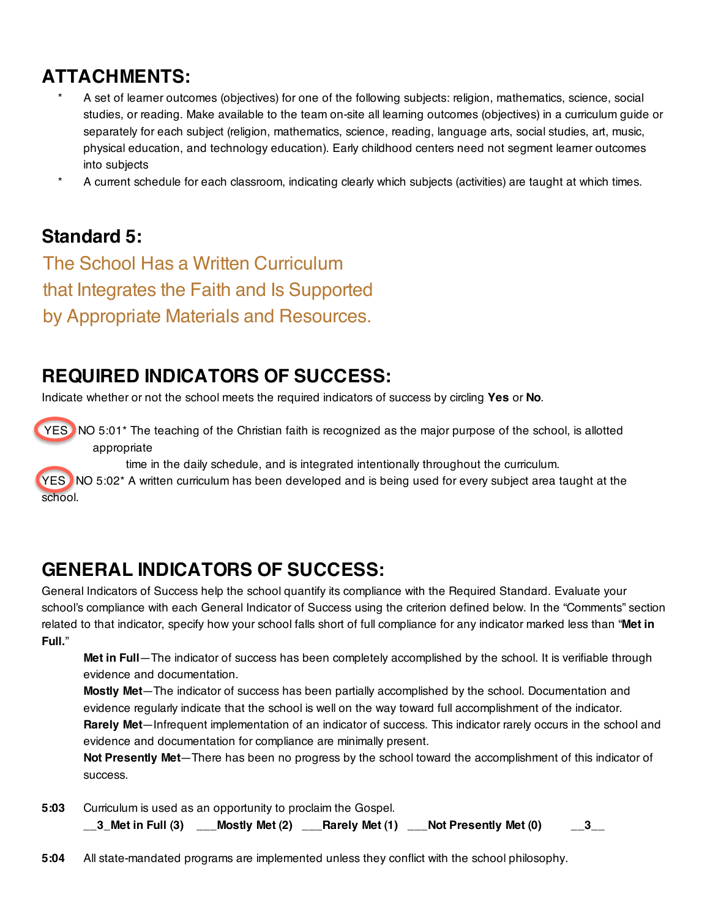## ATTACHMENTS:

- A set of learner outcomes (objectives) for one of the following subjects: religion, mathematics, science, social studies, or reading. Make available to the team on-site all learning outcomes (objectives) in a curriculum guide or separately for each subject (religion, mathematics, science, reading, language arts, social studies, art, music, physical education, and technology education). Early childhood centers need not segment learner outcomes into subjects
- A current schedule for each classroom, indicating clearly which subjects (activities) are taught at which times.

## Standard 5:

### The School Has a Written Curriculum that Integrates the Faith and Is Supported by Appropriate Materials and Resources.

## REQUIRED INDICATORS OF SUCCESS:

Indicate whether or not the school meets the required indicators of success by circling **Yes** or **No**.

YES (circled) NO 5:01* The teaching of the Christian faith is recognized as the major purpose of the school, is allotted appropriate time in the daily schedule, and is integrated intentionally throughout the curriculum.

YES (circled) NO 5:02* A written curriculum has been developed and is being used for every subject area taught at the school.

## GENERAL INDICATORS OF SUCCESS:

General Indicators of Success help the school quantify its compliance with the Required Standard. Evaluate your school's compliance with each General Indicator of Success using the criterion defined below. In the "Comments" section related to that indicator, specify how your school falls short of full compliance for any indicator marked less than "**Met in Full.**"

**Met in Full**—The indicator of success has been completely accomplished by the school. It is verifiable through evidence and documentation.

**Mostly Met**—The indicator of success has been partially accomplished by the school. Documentation and evidence regularly indicate that the school is well on the way toward full accomplishment of the indicator.

**Rarely Met**—Infrequent implementation of an indicator of success. This indicator rarely occurs in the school and evidence and documentation for compliance are minimally present.

**Not Presently Met**—There has been no progress by the school toward the accomplishment of this indicator of success.

**5:03** Curriculum is used as an opportunity to proclaim the Gospel.

**__3_Met in Full (3)** **___Mostly Met (2)** **___Rarely Met (1)** **___Not Presently Met (0)** **__3__**

**5:04** All state-mandated programs are implemented unless they conflict with the school philosophy.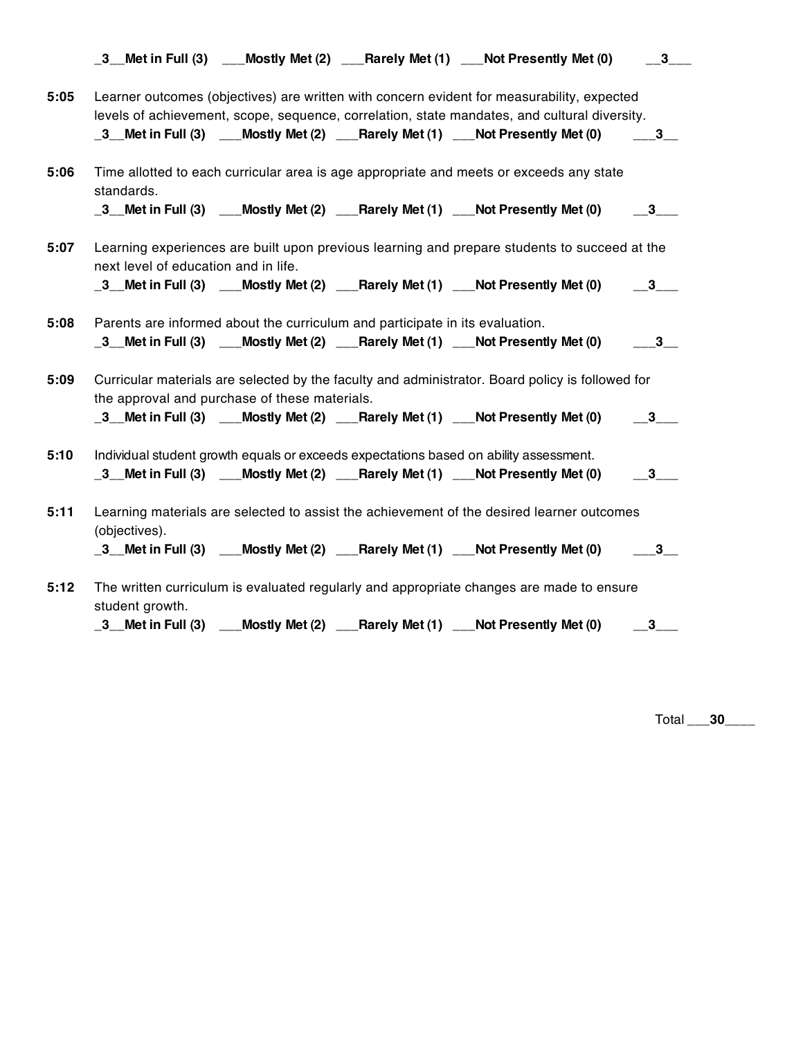_3__Met in Full (3) ___Mostly Met (2) ___Rarely Met (1) ___Not Presently Met (0) __3___

**5:05** Learner outcomes (objectives) are written with concern evident for measurability, expected levels of achievement, scope, sequence, correlation, state mandates, and cultural diversity.

_3__Met in Full (3) ___Mostly Met (2) ___Rarely Met (1) ___Not Presently Met (0) ___3__

**5:06** Time allotted to each curricular area is age appropriate and meets or exceeds any state standards.

_3__Met in Full (3) ___Mostly Met (2) ___Rarely Met (1) ___Not Presently Met (0) __3___

**5:07** Learning experiences are built upon previous learning and prepare students to succeed at the next level of education and in life.

_3__Met in Full (3) ___Mostly Met (2) ___Rarely Met (1) ___Not Presently Met (0) __3___

**5:08** Parents are informed about the curriculum and participate in its evaluation.

_3__Met in Full (3) ___Mostly Met (2) ___Rarely Met (1) ___Not Presently Met (0) ___3__

**5:09** Curricular materials are selected by the faculty and administrator. Board policy is followed for the approval and purchase of these materials.

_3__Met in Full (3) ___Mostly Met (2) ___Rarely Met (1) ___Not Presently Met (0) __3___

**5:10** Individual student growth equals or exceeds expectations based on ability assessment.

_3__Met in Full (3) ___Mostly Met (2) ___Rarely Met (1) ___Not Presently Met (0) __3___

**5:11** Learning materials are selected to assist the achievement of the desired learner outcomes (objectives).

_3__Met in Full (3) ___Mostly Met (2) ___Rarely Met (1) ___Not Presently Met (0) ___3__

**5:12** The written curriculum is evaluated regularly and appropriate changes are made to ensure student growth.

_3__Met in Full (3) ___Mostly Met (2) ___Rarely Met (1) ___Not Presently Met (0) __3___

Total ___**30**____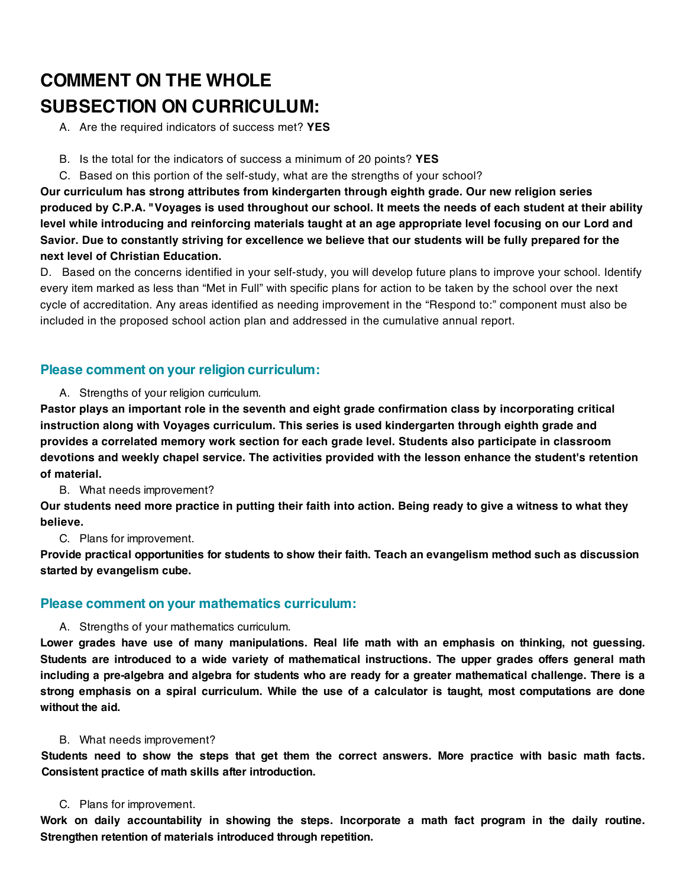# COMMENT ON THE WHOLE SUBSECTION ON CURRICULUM:

A. Are the required indicators of success met? **YES**

B. Is the total for the indicators of success a minimum of 20 points? **YES**

C. Based on this portion of the self-study, what are the strengths of your school?

**Our curriculum has strong attributes from kindergarten through eighth grade. Our new religion series produced by C.P.A. "Voyages is used throughout our school. It meets the needs of each student at their ability level while introducing and reinforcing materials taught at an age appropriate level focusing on our Lord and Savior. Due to constantly striving for excellence we believe that our students will be fully prepared for the next level of Christian Education.**

D. Based on the concerns identified in your self-study, you will develop future plans to improve your school. Identify every item marked as less than "Met in Full" with specific plans for action to be taken by the school over the next cycle of accreditation. Any areas identified as needing improvement in the "Respond to:" component must also be included in the proposed school action plan and addressed in the cumulative annual report.

## Please comment on your religion curriculum:

A. Strengths of your religion curriculum.

**Pastor plays an important role in the seventh and eight grade confirmation class by incorporating critical instruction along with Voyages curriculum. This series is used kindergarten through eighth grade and provides a correlated memory work section for each grade level. Students also participate in classroom devotions and weekly chapel service. The activities provided with the lesson enhance the student's retention of material.**

B. What needs improvement?

**Our students need more practice in putting their faith into action. Being ready to give a witness to what they believe.**

C. Plans for improvement.

**Provide practical opportunities for students to show their faith. Teach an evangelism method such as discussion started by evangelism cube.**

## Please comment on your mathematics curriculum:

A. Strengths of your mathematics curriculum.

**Lower grades have use of many manipulations. Real life math with an emphasis on thinking, not guessing. Students are introduced to a wide variety of mathematical instructions. The upper grades offers general math including a pre-algebra and algebra for students who are ready for a greater mathematical challenge. There is a strong emphasis on a spiral curriculum. While the use of a calculator is taught, most computations are done without the aid.**

B. What needs improvement?

**Students need to show the steps that get them the correct answers. More practice with basic math facts. Consistent practice of math skills after introduction.**

C. Plans for improvement.

**Work on daily accountability in showing the steps. Incorporate a math fact program in the daily routine. Strengthen retention of materials introduced through repetition.**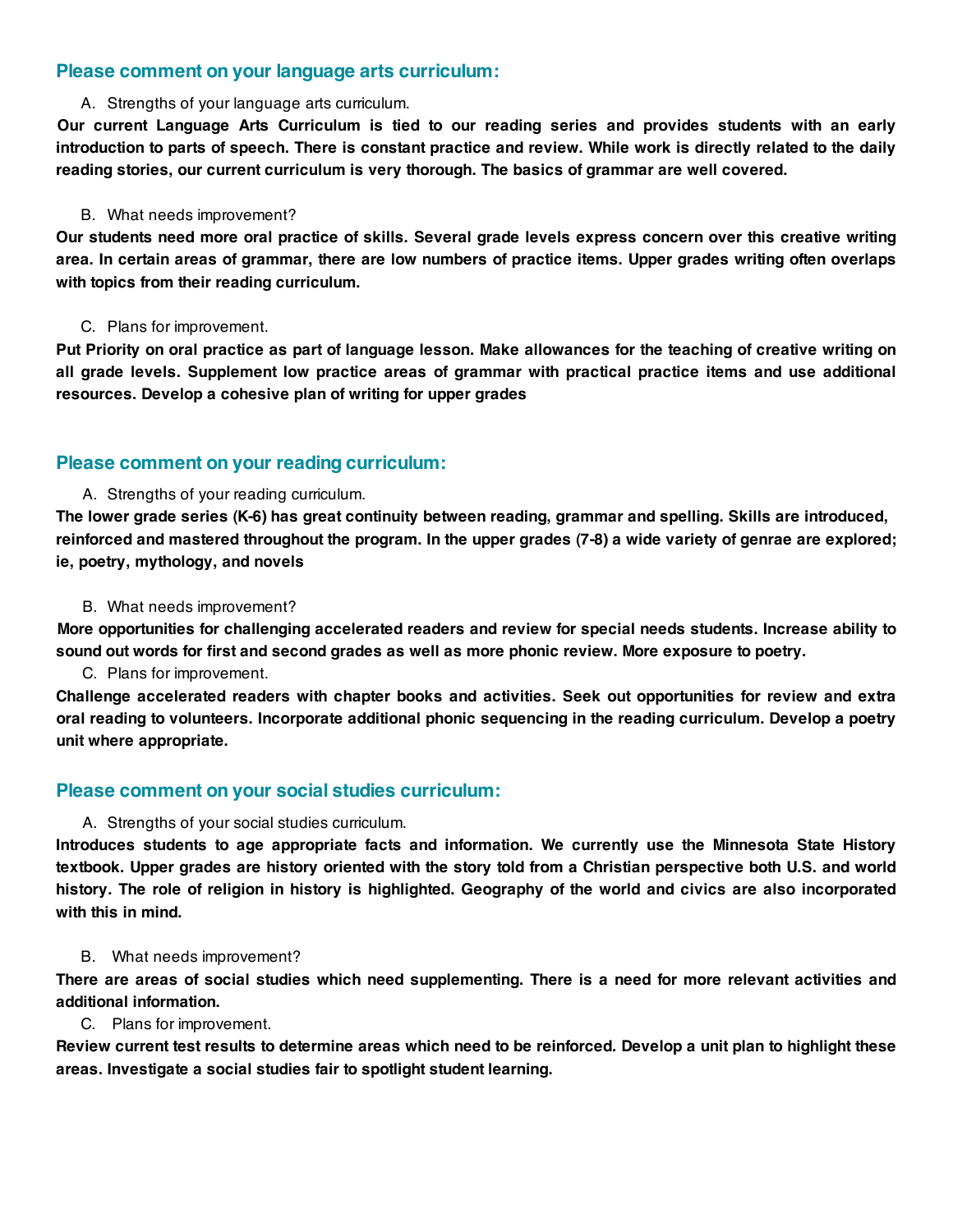## Please comment on your language arts curriculum:

A. Strengths of your language arts curriculum.

**Our current Language Arts Curriculum is tied to our reading series and provides students with an early introduction to parts of speech. There is constant practice and review. While work is directly related to the daily reading stories, our current curriculum is very thorough. The basics of grammar are well covered.**

B. What needs improvement?

**Our students need more oral practice of skills. Several grade levels express concern over this creative writing area. In certain areas of grammar, there are low numbers of practice items. Upper grades writing often overlaps with topics from their reading curriculum.**

C. Plans for improvement.

**Put Priority on oral practice as part of language lesson. Make allowances for the teaching of creative writing on all grade levels. Supplement low practice areas of grammar with practical practice items and use additional resources. Develop a cohesive plan of writing for upper grades**

## Please comment on your reading curriculum:

A. Strengths of your reading curriculum.

**The lower grade series (K-6) has great continuity between reading, grammar and spelling. Skills are introduced, reinforced and mastered throughout the program. In the upper grades (7-8) a wide variety of genrae are explored; ie, poetry, mythology, and novels**

B. What needs improvement?

**More opportunities for challenging accelerated readers and review for special needs students. Increase ability to sound out words for first and second grades as well as more phonic review. More exposure to poetry.**

C. Plans for improvement.

**Challenge accelerated readers with chapter books and activities. Seek out opportunities for review and extra oral reading to volunteers. Incorporate additional phonic sequencing in the reading curriculum. Develop a poetry unit where appropriate.**

## Please comment on your social studies curriculum:

A. Strengths of your social studies curriculum.

**Introduces students to age appropriate facts and information. We currently use the Minnesota State History textbook. Upper grades are history oriented with the story told from a Christian perspective both U.S. and world history. The role of religion in history is highlighted. Geography of the world and civics are also incorporated with this in mind.**

B. What needs improvement?

**There are areas of social studies which need supplementing. There is a need for more relevant activities and additional information.**

C. Plans for improvement.

**Review current test results to determine areas which need to be reinforced. Develop a unit plan to highlight these areas. Investigate a social studies fair to spotlight student learning.**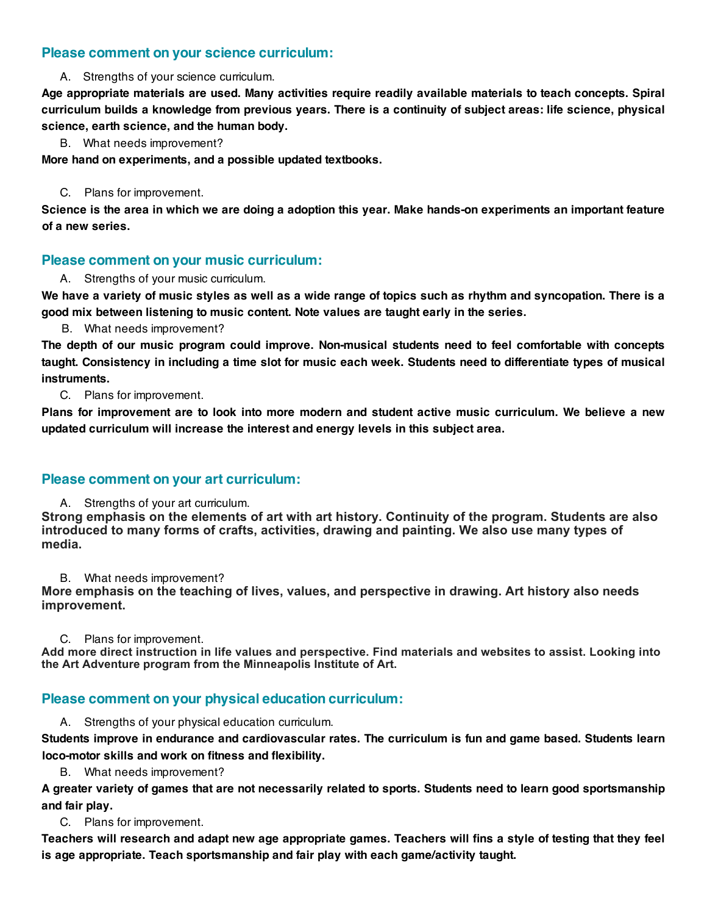## Please comment on your science curriculum:

A. Strengths of your science curriculum.

**Age appropriate materials are used. Many activities require readily available materials to teach concepts. Spiral curriculum builds a knowledge from previous years. There is a continuity of subject areas: life science, physical science, earth science, and the human body.**

B. What needs improvement?

**More hand on experiments, and a possible updated textbooks.**

C. Plans for improvement.

**Science is the area in which we are doing a adoption this year. Make hands-on experiments an important feature of a new series.**

## Please comment on your music curriculum:

A. Strengths of your music curriculum.

**We have a variety of music styles as well as a wide range of topics such as rhythm and syncopation. There is a good mix between listening to music content. Note values are taught early in the series.**

B. What needs improvement?

**The depth of our music program could improve. Non-musical students need to feel comfortable with concepts taught. Consistency in including a time slot for music each week. Students need to differentiate types of musical instruments.**

C. Plans for improvement.

**Plans for improvement are to look into more modern and student active music curriculum. We believe a new updated curriculum will increase the interest and energy levels in this subject area.**

## Please comment on your art curriculum:

A. Strengths of your art curriculum.

**Strong emphasis on the elements of art with art history. Continuity of the program. Students are also introduced to many forms of crafts, activities, drawing and painting. We also use many types of media.**

B. What needs improvement?

**More emphasis on the teaching of lives, values, and perspective in drawing. Art history also needs improvement.**

C. Plans for improvement.

**Add more direct instruction in life values and perspective. Find materials and websites to assist. Looking into the Art Adventure program from the Minneapolis Institute of Art.**

## Please comment on your physical education curriculum:

A. Strengths of your physical education curriculum.

**Students improve in endurance and cardiovascular rates. The curriculum is fun and game based. Students learn loco-motor skills and work on fitness and flexibility.**

B. What needs improvement?

**A greater variety of games that are not necessarily related to sports. Students need to learn good sportsmanship and fair play.**

C. Plans for improvement.

**Teachers will research and adapt new age appropriate games. Teachers will fins a style of testing that they feel is age appropriate. Teach sportsmanship and fair play with each game/activity taught.**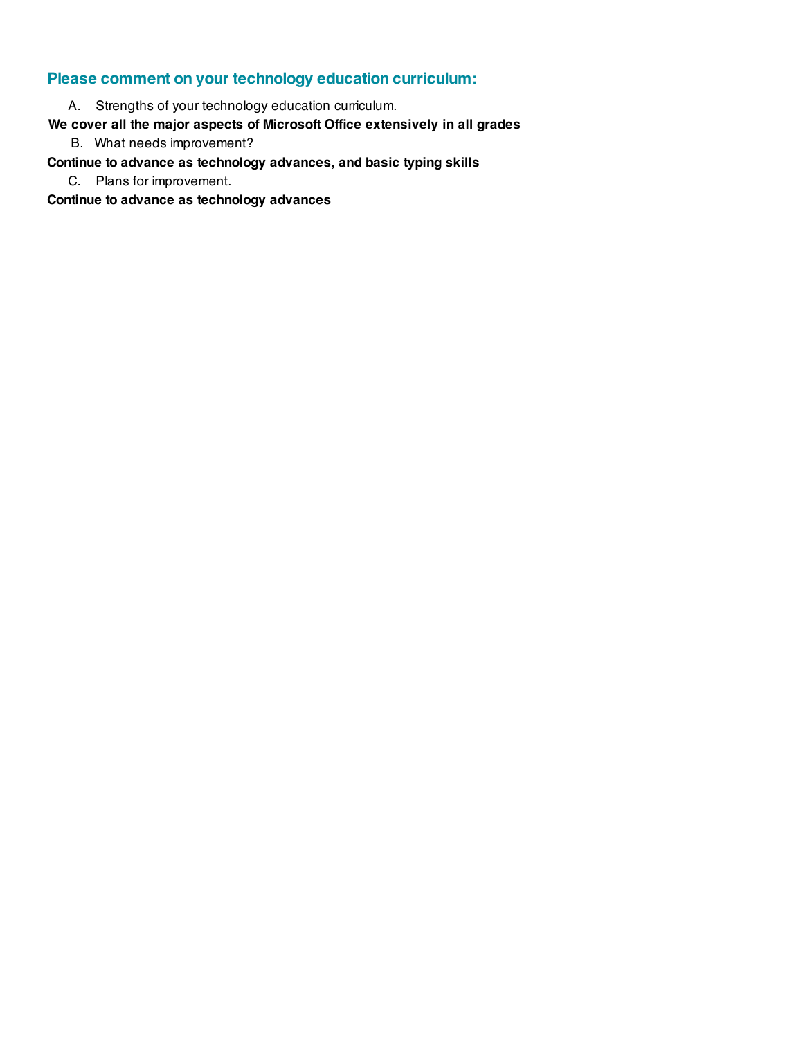## Please comment on your technology education curriculum:

A. Strengths of your technology education curriculum.

**We cover all the major aspects of Microsoft Office extensively in all grades**

B. What needs improvement?

**Continue to advance as technology advances, and basic typing skills**

C. Plans for improvement.

**Continue to advance as technology advances**